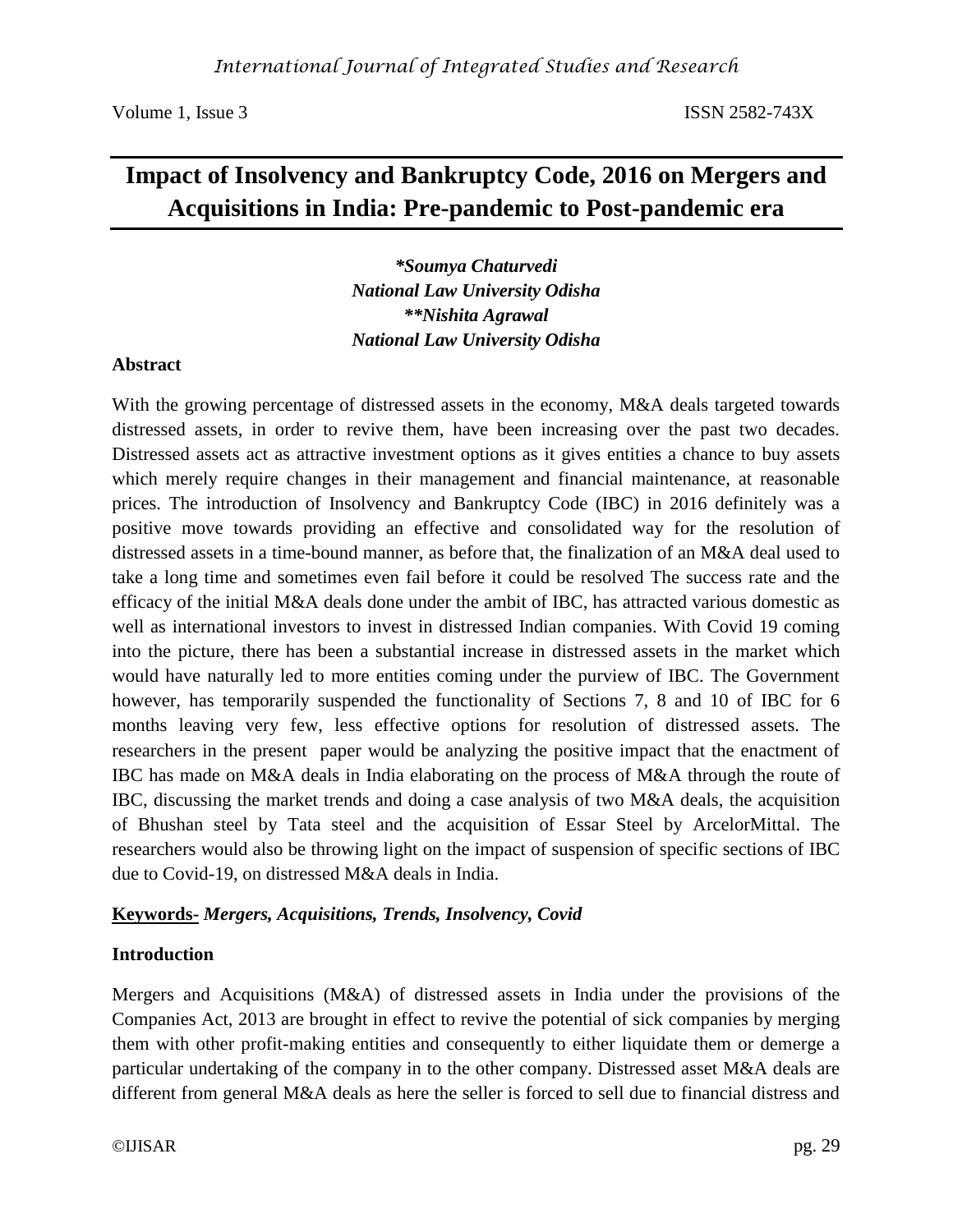# Impact of Insolvency and Bankruptcy Code, 2016 on Mergers and Acquisitions in India: Pre-pandemic to Post-pandemic era

***Soumya Chaturvedi***
***National Law University Odisha***
****\*Nishita Agrawal***
***National Law University Odisha***

**Abstract**

With the growing percentage of distressed assets in the economy, M&A deals targeted towards distressed assets, in order to revive them, have been increasing over the past two decades. Distressed assets act as attractive investment options as it gives entities a chance to buy assets which merely require changes in their management and financial maintenance, at reasonable prices. The introduction of Insolvency and Bankruptcy Code (IBC) in 2016 definitely was a positive move towards providing an effective and consolidated way for the resolution of distressed assets in a time-bound manner, as before that, the finalization of an M&A deal used to take a long time and sometimes even fail before it could be resolved The success rate and the efficacy of the initial M&A deals done under the ambit of IBC, has attracted various domestic as well as international investors to invest in distressed Indian companies. With Covid 19 coming into the picture, there has been a substantial increase in distressed assets in the market which would have naturally led to more entities coming under the purview of IBC. The Government however, has temporarily suspended the functionality of Sections 7, 8 and 10 of IBC for 6 months leaving very few, less effective options for resolution of distressed assets. The researchers in the present paper would be analyzing the positive impact that the enactment of IBC has made on M&A deals in India elaborating on the process of M&A through the route of IBC, discussing the market trends and doing a case analysis of two M&A deals, the acquisition of Bhushan steel by Tata steel and the acquisition of Essar Steel by ArcelorMittal. The researchers would also be throwing light on the impact of suspension of specific sections of IBC due to Covid-19, on distressed M&A deals in India.

**Keywords-** ***Mergers, Acquisitions, Trends, Insolvency, Covid***

**Introduction**

Mergers and Acquisitions (M&A) of distressed assets in India under the provisions of the Companies Act, 2013 are brought in effect to revive the potential of sick companies by merging them with other profit-making entities and consequently to either liquidate them or demerge a particular undertaking of the company in to the other company. Distressed asset M&A deals are different from general M&A deals as here the seller is forced to sell due to financial distress and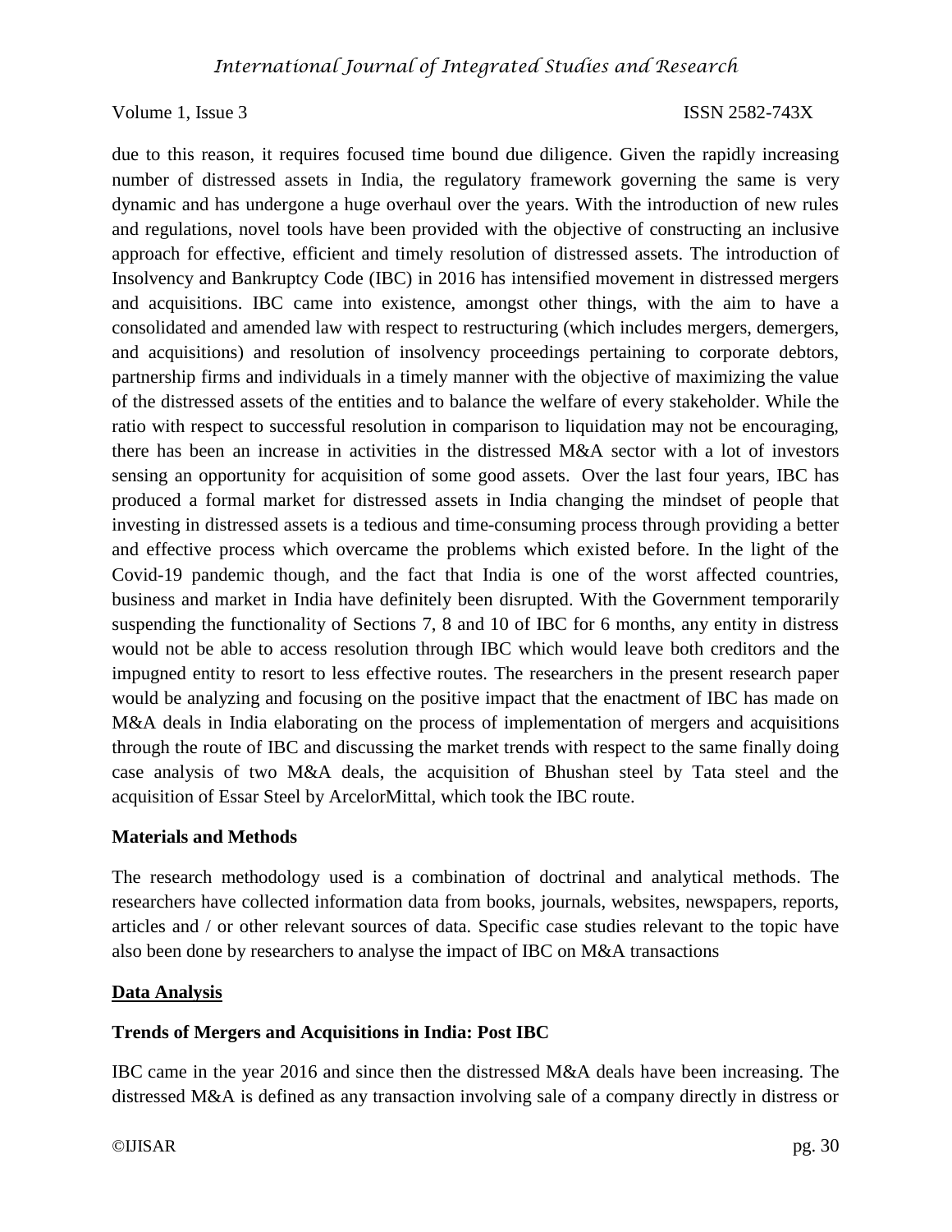due to this reason, it requires focused time bound due diligence. Given the rapidly increasing number of distressed assets in India, the regulatory framework governing the same is very dynamic and has undergone a huge overhaul over the years. With the introduction of new rules and regulations, novel tools have been provided with the objective of constructing an inclusive approach for effective, efficient and timely resolution of distressed assets. The introduction of Insolvency and Bankruptcy Code (IBC) in 2016 has intensified movement in distressed mergers and acquisitions. IBC came into existence, amongst other things, with the aim to have a consolidated and amended law with respect to restructuring (which includes mergers, demergers, and acquisitions) and resolution of insolvency proceedings pertaining to corporate debtors, partnership firms and individuals in a timely manner with the objective of maximizing the value of the distressed assets of the entities and to balance the welfare of every stakeholder. While the ratio with respect to successful resolution in comparison to liquidation may not be encouraging, there has been an increase in activities in the distressed M&A sector with a lot of investors sensing an opportunity for acquisition of some good assets. Over the last four years, IBC has produced a formal market for distressed assets in India changing the mindset of people that investing in distressed assets is a tedious and time-consuming process through providing a better and effective process which overcame the problems which existed before. In the light of the Covid-19 pandemic though, and the fact that India is one of the worst affected countries, business and market in India have definitely been disrupted. With the Government temporarily suspending the functionality of Sections 7, 8 and 10 of IBC for 6 months, any entity in distress would not be able to access resolution through IBC which would leave both creditors and the impugned entity to resort to less effective routes. The researchers in the present research paper would be analyzing and focusing on the positive impact that the enactment of IBC has made on M&A deals in India elaborating on the process of implementation of mergers and acquisitions through the route of IBC and discussing the market trends with respect to the same finally doing case analysis of two M&A deals, the acquisition of Bhushan steel by Tata steel and the acquisition of Essar Steel by ArcelorMittal, which took the IBC route.

**Materials and Methods**

The research methodology used is a combination of doctrinal and analytical methods. The researchers have collected information data from books, journals, websites, newspapers, reports, articles and / or other relevant sources of data. Specific case studies relevant to the topic have also been done by researchers to analyse the impact of IBC on M&A transactions

**Data Analysis**

**Trends of Mergers and Acquisitions in India: Post IBC**

IBC came in the year 2016 and since then the distressed M&A deals have been increasing. The distressed M&A is defined as any transaction involving sale of a company directly in distress or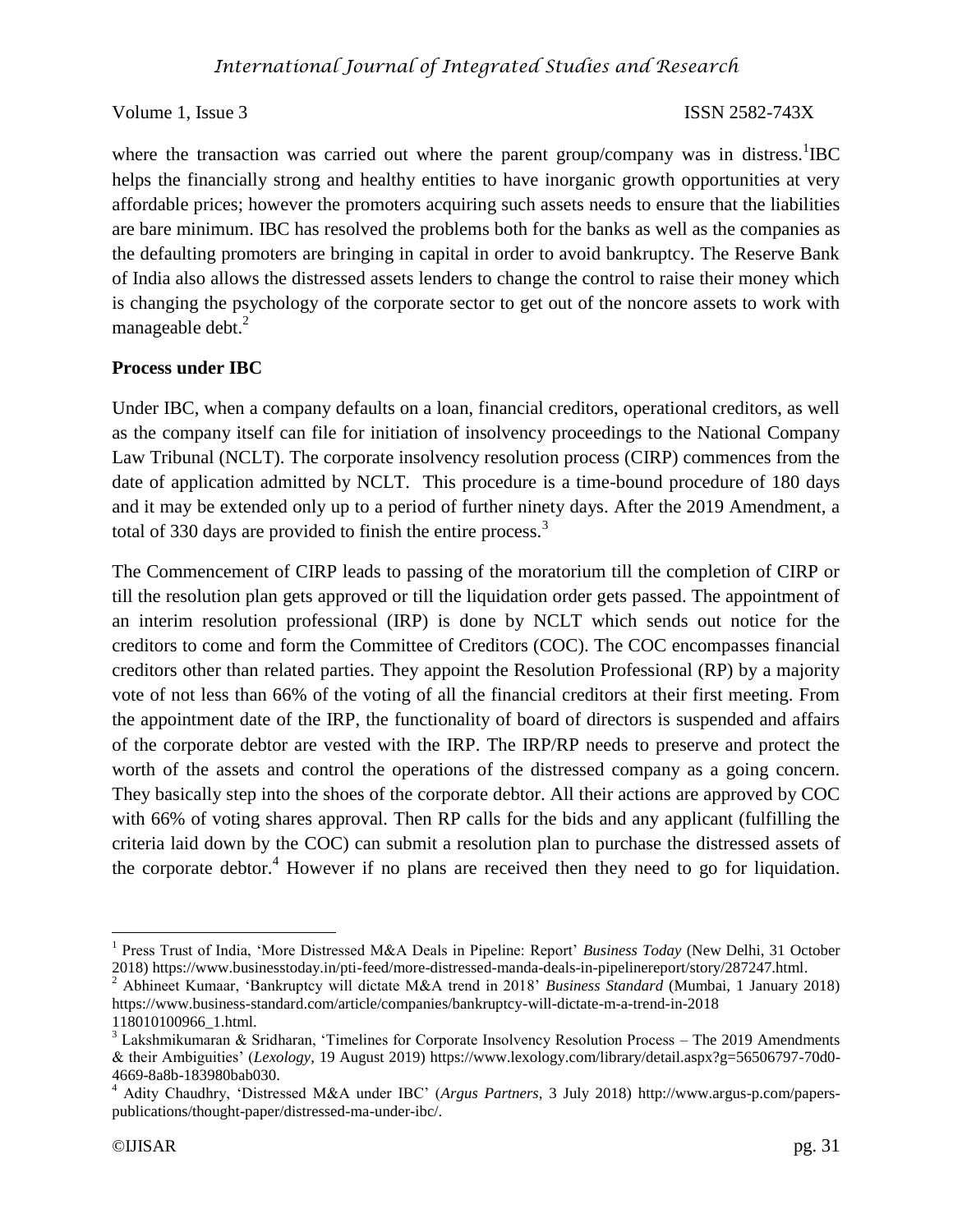where the transaction was carried out where the parent group/company was in distress.[1] IBC helps the financially strong and healthy entities to have inorganic growth opportunities at very affordable prices; however the promoters acquiring such assets needs to ensure that the liabilities are bare minimum. IBC has resolved the problems both for the banks as well as the companies as the defaulting promoters are bringing in capital in order to avoid bankruptcy. The Reserve Bank of India also allows the distressed assets lenders to change the control to raise their money which is changing the psychology of the corporate sector to get out of the noncore assets to work with manageable debt.[2]

**Process under IBC**

Under IBC, when a company defaults on a loan, financial creditors, operational creditors, as well as the company itself can file for initiation of insolvency proceedings to the National Company Law Tribunal (NCLT). The corporate insolvency resolution process (CIRP) commences from the date of application admitted by NCLT. This procedure is a time-bound procedure of 180 days and it may be extended only up to a period of further ninety days. After the 2019 Amendment, a total of 330 days are provided to finish the entire process.[3]

The Commencement of CIRP leads to passing of the moratorium till the completion of CIRP or till the resolution plan gets approved or till the liquidation order gets passed. The appointment of an interim resolution professional (IRP) is done by NCLT which sends out notice for the creditors to come and form the Committee of Creditors (COC). The COC encompasses financial creditors other than related parties. They appoint the Resolution Professional (RP) by a majority vote of not less than 66% of the voting of all the financial creditors at their first meeting. From the appointment date of the IRP, the functionality of board of directors is suspended and affairs of the corporate debtor are vested with the IRP. The IRP/RP needs to preserve and protect the worth of the assets and control the operations of the distressed company as a going concern. They basically step into the shoes of the corporate debtor. All their actions are approved by COC with 66% of voting shares approval. Then RP calls for the bids and any applicant (fulfilling the criteria laid down by the COC) can submit a resolution plan to purchase the distressed assets of the corporate debtor.[4] However if no plans are received then they need to go for liquidation.

---

[1] Press Trust of India, 'More Distressed M&A Deals in Pipeline: Report' *Business Today* (New Delhi, 31 October 2018) https://www.businesstoday.in/pti-feed/more-distressed-manda-deals-in-pipelinereport/story/287247.html.

[2] Abhineet Kumaar, 'Bankruptcy will dictate M&A trend in 2018' *Business Standard* (Mumbai, 1 January 2018) https://www.business-standard.com/article/companies/bankruptcy-will-dictate-m-a-trend-in-2018 118010100966_1.html.

[3] Lakshmikumaran & Sridharan, 'Timelines for Corporate Insolvency Resolution Process – The 2019 Amendments & their Ambiguities' (*Lexology*, 19 August 2019) https://www.lexology.com/library/detail.aspx?g=56506797-70d0-4669-8a8b-183980bab030.

[4] Adity Chaudhry, 'Distressed M&A under IBC' (*Argus Partners*, 3 July 2018) http://www.argus-p.com/papers-publications/thought-paper/distressed-ma-under-ibc/.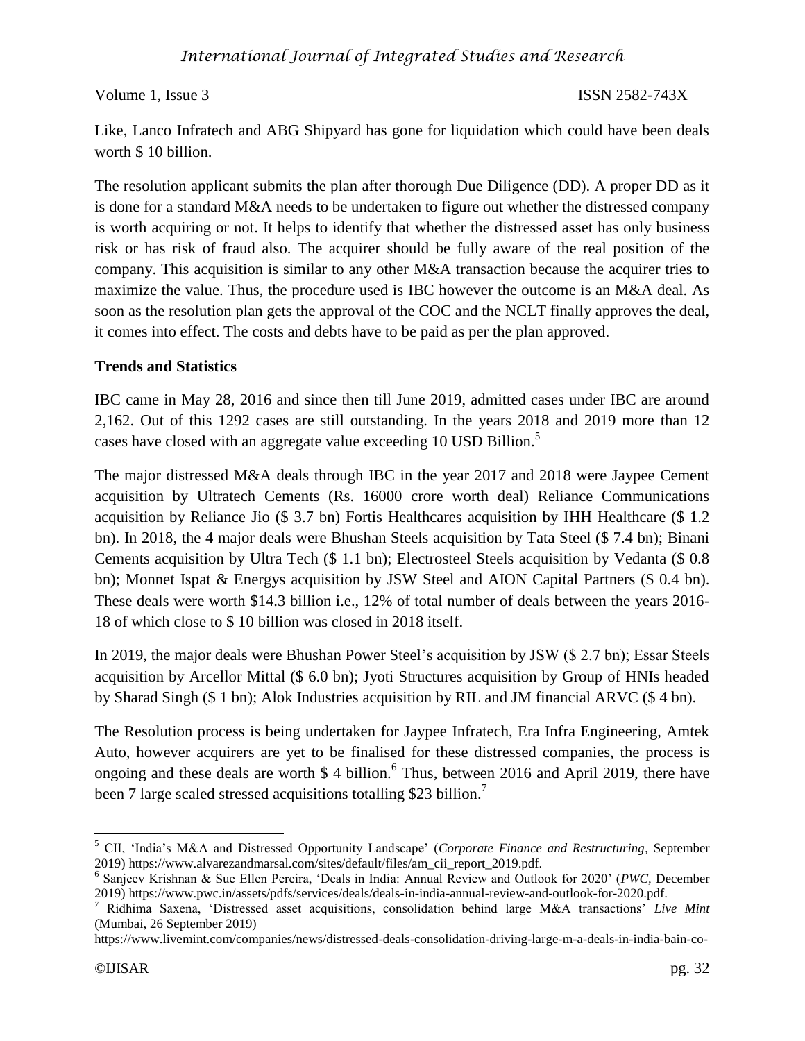Like, Lanco Infratech and ABG Shipyard has gone for liquidation which could have been deals worth $ 10 billion.

The resolution applicant submits the plan after thorough Due Diligence (DD). A proper DD as it is done for a standard M&A needs to be undertaken to figure out whether the distressed company is worth acquiring or not. It helps to identify that whether the distressed asset has only business risk or has risk of fraud also. The acquirer should be fully aware of the real position of the company. This acquisition is similar to any other M&A transaction because the acquirer tries to maximize the value. Thus, the procedure used is IBC however the outcome is an M&A deal. As soon as the resolution plan gets the approval of the COC and the NCLT finally approves the deal, it comes into effect. The costs and debts have to be paid as per the plan approved.

**Trends and Statistics**

IBC came in May 28, 2016 and since then till June 2019, admitted cases under IBC are around 2,162. Out of this 1292 cases are still outstanding. In the years 2018 and 2019 more than 12 cases have closed with an aggregate value exceeding 10 USD Billion.[5]

The major distressed M&A deals through IBC in the year 2017 and 2018 were Jaypee Cement acquisition by Ultratech Cements (Rs. 16000 crore worth deal) Reliance Communications acquisition by Reliance Jio ($ 3.7 bn) Fortis Healthcares acquisition by IHH Healthcare ($ 1.2 bn). In 2018, the 4 major deals were Bhushan Steels acquisition by Tata Steel ($ 7.4 bn); Binani Cements acquisition by Ultra Tech ($ 1.1 bn); Electrosteel Steels acquisition by Vedanta ($ 0.8 bn); Monnet Ispat & Energys acquisition by JSW Steel and AION Capital Partners ($ 0.4 bn). These deals were worth $14.3 billion i.e., 12% of total number of deals between the years 2016-18 of which close to $ 10 billion was closed in 2018 itself.

In 2019, the major deals were Bhushan Power Steel's acquisition by JSW ($ 2.7 bn); Essar Steels acquisition by Arcellor Mittal ($ 6.0 bn); Jyoti Structures acquisition by Group of HNIs headed by Sharad Singh ($ 1 bn); Alok Industries acquisition by RIL and JM financial ARVC ($ 4 bn).

The Resolution process is being undertaken for Jaypee Infratech, Era Infra Engineering, Amtek Auto, however acquirers are yet to be finalised for these distressed companies, the process is ongoing and these deals are worth $ 4 billion.[6] Thus, between 2016 and April 2019, there have been 7 large scaled stressed acquisitions totalling $23 billion.[7]

---

[5] CII, 'India's M&A and Distressed Opportunity Landscape' (*Corporate Finance and Restructuring*, September 2019) https://www.alvarezandmarsal.com/sites/default/files/am_cii_report_2019.pdf.

[6] Sanjeev Krishnan & Sue Ellen Pereira, 'Deals in India: Annual Review and Outlook for 2020' (*PWC*, December 2019) https://www.pwc.in/assets/pdfs/services/deals/deals-in-india-annual-review-and-outlook-for-2020.pdf.

[7] Ridhima Saxena, 'Distressed asset acquisitions, consolidation behind large M&A transactions' *Live Mint* (Mumbai, 26 September 2019) https://www.livemint.com/companies/news/distressed-deals-consolidation-driving-large-m-a-deals-in-india-bain-co-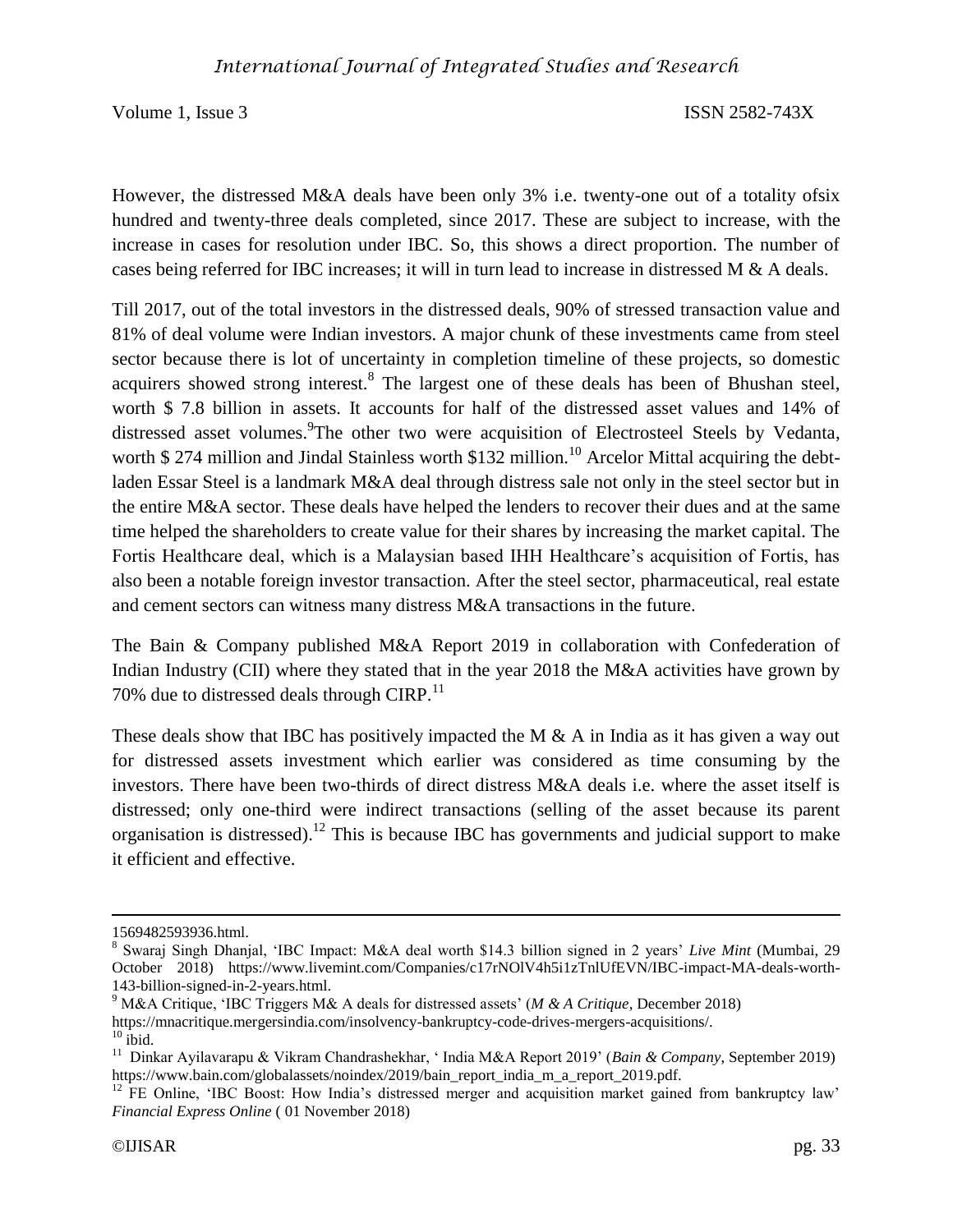However, the distressed M&A deals have been only 3% i.e. twenty-one out of a totality ofsix hundred and twenty-three deals completed, since 2017. These are subject to increase, with the increase in cases for resolution under IBC. So, this shows a direct proportion. The number of cases being referred for IBC increases; it will in turn lead to increase in distressed M & A deals.

Till 2017, out of the total investors in the distressed deals, 90% of stressed transaction value and 81% of deal volume were Indian investors. A major chunk of these investments came from steel sector because there is lot of uncertainty in completion timeline of these projects, so domestic acquirers showed strong interest.[8] The largest one of these deals has been of Bhushan steel, worth $ 7.8 billion in assets. It accounts for half of the distressed asset values and 14% of distressed asset volumes.[9]The other two were acquisition of Electrosteel Steels by Vedanta, worth $ 274 million and Jindal Stainless worth $132 million.[10] Arcelor Mittal acquiring the debt-laden Essar Steel is a landmark M&A deal through distress sale not only in the steel sector but in the entire M&A sector. These deals have helped the lenders to recover their dues and at the same time helped the shareholders to create value for their shares by increasing the market capital. The Fortis Healthcare deal, which is a Malaysian based IHH Healthcare's acquisition of Fortis, has also been a notable foreign investor transaction. After the steel sector, pharmaceutical, real estate and cement sectors can witness many distress M&A transactions in the future.

The Bain & Company published M&A Report 2019 in collaboration with Confederation of Indian Industry (CII) where they stated that in the year 2018 the M&A activities have grown by 70% due to distressed deals through CIRP.[11]

These deals show that IBC has positively impacted the M & A in India as it has given a way out for distressed assets investment which earlier was considered as time consuming by the investors. There have been two-thirds of direct distress M&A deals i.e. where the asset itself is distressed; only one-third were indirect transactions (selling of the asset because its parent organisation is distressed).[12] This is because IBC has governments and judicial support to make it efficient and effective.

---

1569482593936.html.

[8] Swaraj Singh Dhanjal, 'IBC Impact: M&A deal worth $14.3 billion signed in 2 years' *Live Mint* (Mumbai, 29 October 2018) https://www.livemint.com/Companies/c17rNOlV4h5i1zTnlUfEVN/IBC-impact-MA-deals-worth-143-billion-signed-in-2-years.html.

[9] M&A Critique, 'IBC Triggers M& A deals for distressed assets' (*M & A Critique*, December 2018) https://mnacritique.mergersindia.com/insolvency-bankruptcy-code-drives-mergers-acquisitions/.

[10] ibid.

[11] Dinkar Ayilavarapu & Vikram Chandrashekhar, ' India M&A Report 2019' (*Bain & Company*, September 2019) https://www.bain.com/globalassets/noindex/2019/bain_report_india_m_a_report_2019.pdf.

[12] FE Online, 'IBC Boost: How India's distressed merger and acquisition market gained from bankruptcy law' *Financial Express Online* ( 01 November 2018)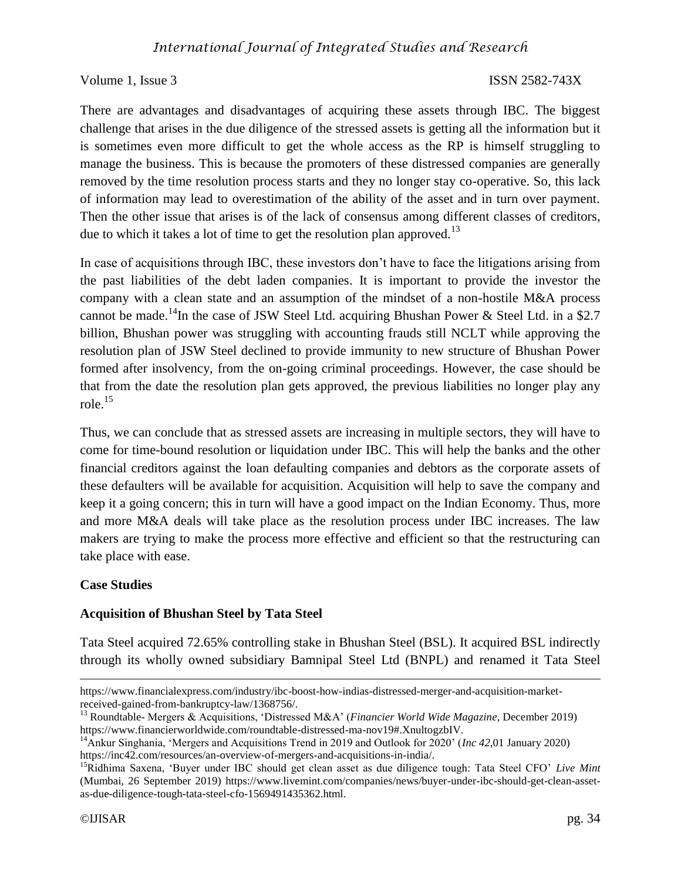There are advantages and disadvantages of acquiring these assets through IBC. The biggest challenge that arises in the due diligence of the stressed assets is getting all the information but it is sometimes even more difficult to get the whole access as the RP is himself struggling to manage the business. This is because the promoters of these distressed companies are generally removed by the time resolution process starts and they no longer stay co-operative. So, this lack of information may lead to overestimation of the ability of the asset and in turn over payment. Then the other issue that arises is of the lack of consensus among different classes of creditors, due to which it takes a lot of time to get the resolution plan approved.[13]

In case of acquisitions through IBC, these investors don't have to face the litigations arising from the past liabilities of the debt laden companies. It is important to provide the investor the company with a clean state and an assumption of the mindset of a non-hostile M&A process cannot be made.[14]In the case of JSW Steel Ltd. acquiring Bhushan Power & Steel Ltd. in a $2.7 billion, Bhushan power was struggling with accounting frauds still NCLT while approving the resolution plan of JSW Steel declined to provide immunity to new structure of Bhushan Power formed after insolvency, from the on-going criminal proceedings. However, the case should be that from the date the resolution plan gets approved, the previous liabilities no longer play any role.[15]

Thus, we can conclude that as stressed assets are increasing in multiple sectors, they will have to come for time-bound resolution or liquidation under IBC. This will help the banks and the other financial creditors against the loan defaulting companies and debtors as the corporate assets of these defaulters will be available for acquisition. Acquisition will help to save the company and keep it a going concern; this in turn will have a good impact on the Indian Economy. Thus, more and more M&A deals will take place as the resolution process under IBC increases. The law makers are trying to make the process more effective and efficient so that the restructuring can take place with ease.

## Case Studies

### Acquisition of Bhushan Steel by Tata Steel

Tata Steel acquired 72.65% controlling stake in Bhushan Steel (BSL). It acquired BSL indirectly through its wholly owned subsidiary Bamnipal Steel Ltd (BNPL) and renamed it Tata Steel

---

https://www.financialexpress.com/industry/ibc-boost-how-indias-distressed-merger-and-acquisition-market-received-gained-from-bankruptcy-law/1368756/.

[13] Roundtable- Mergers & Acquisitions, 'Distressed M&A' (*Financier World Wide Magazine*, December 2019) https://www.financierworldwide.com/roundtable-distressed-ma-nov19#.XnultogzbIV.

[14]Ankur Singhania, 'Mergers and Acquisitions Trend in 2019 and Outlook for 2020' (*Inc 42*,01 January 2020) https://inc42.com/resources/an-overview-of-mergers-and-acquisitions-in-india/.

[15]Ridhima Saxena, 'Buyer under IBC should get clean asset as due diligence tough: Tata Steel CFO' *Live Mint* (Mumbai, 26 September 2019) https://www.livemint.com/companies/news/buyer-under-ibc-should-get-clean-asset-as-due-diligence-tough-tata-steel-cfo-1569491435362.html.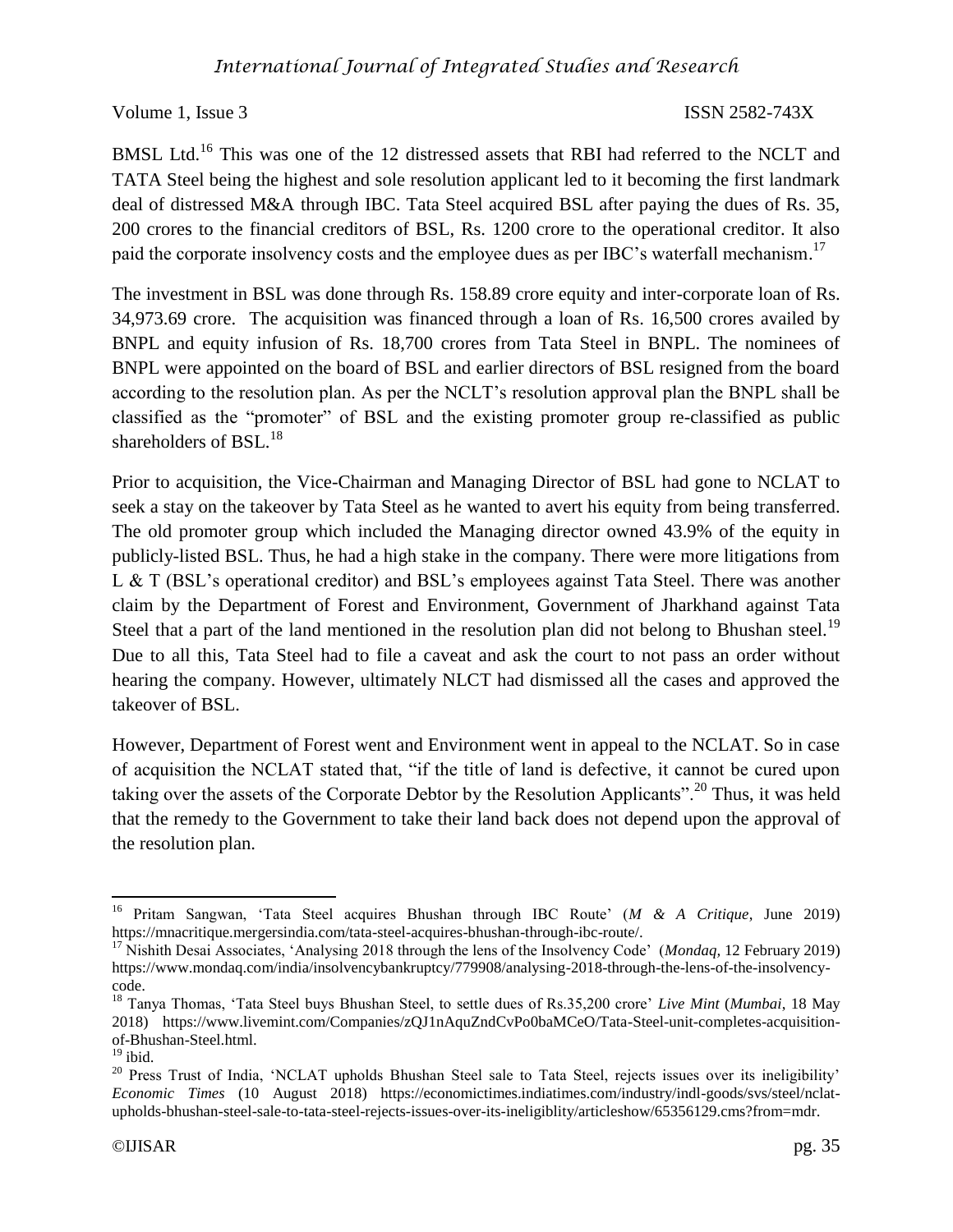BMSL Ltd.[16] This was one of the 12 distressed assets that RBI had referred to the NCLT and TATA Steel being the highest and sole resolution applicant led to it becoming the first landmark deal of distressed M&A through IBC. Tata Steel acquired BSL after paying the dues of Rs. 35, 200 crores to the financial creditors of BSL, Rs. 1200 crore to the operational creditor. It also paid the corporate insolvency costs and the employee dues as per IBC's waterfall mechanism.[17]

The investment in BSL was done through Rs. 158.89 crore equity and inter-corporate loan of Rs. 34,973.69 crore. The acquisition was financed through a loan of Rs. 16,500 crores availed by BNPL and equity infusion of Rs. 18,700 crores from Tata Steel in BNPL. The nominees of BNPL were appointed on the board of BSL and earlier directors of BSL resigned from the board according to the resolution plan. As per the NCLT's resolution approval plan the BNPL shall be classified as the "promoter" of BSL and the existing promoter group re-classified as public shareholders of BSL.[18]

Prior to acquisition, the Vice-Chairman and Managing Director of BSL had gone to NCLAT to seek a stay on the takeover by Tata Steel as he wanted to avert his equity from being transferred. The old promoter group which included the Managing director owned 43.9% of the equity in publicly-listed BSL. Thus, he had a high stake in the company. There were more litigations from L & T (BSL's operational creditor) and BSL's employees against Tata Steel. There was another claim by the Department of Forest and Environment, Government of Jharkhand against Tata Steel that a part of the land mentioned in the resolution plan did not belong to Bhushan steel.[19] Due to all this, Tata Steel had to file a caveat and ask the court to not pass an order without hearing the company. However, ultimately NLCT had dismissed all the cases and approved the takeover of BSL.

However, Department of Forest went and Environment went in appeal to the NCLAT. So in case of acquisition the NCLAT stated that, "if the title of land is defective, it cannot be cured upon taking over the assets of the Corporate Debtor by the Resolution Applicants".[20] Thus, it was held that the remedy to the Government to take their land back does not depend upon the approval of the resolution plan.

---

[16] Pritam Sangwan, 'Tata Steel acquires Bhushan through IBC Route' (*M & A Critique*, June 2019) https://mnacritique.mergersindia.com/tata-steel-acquires-bhushan-through-ibc-route/.

[17] Nishith Desai Associates, 'Analysing 2018 through the lens of the Insolvency Code' (*Mondaq,* 12 February 2019) https://www.mondaq.com/india/insolvencybankruptcy/779908/analysing-2018-through-the-lens-of-the-insolvency-code.

[18] Tanya Thomas, 'Tata Steel buys Bhushan Steel, to settle dues of Rs.35,200 crore' *Live Mint* (*Mumbai*, 18 May 2018) https://www.livemint.com/Companies/zQJ1nAquZndCvPo0baMCeO/Tata-Steel-unit-completes-acquisition-of-Bhushan-Steel.html.

[19] ibid.

[20] Press Trust of India, 'NCLAT upholds Bhushan Steel sale to Tata Steel, rejects issues over its ineligibility' *Economic Times* (10 August 2018) https://economictimes.indiatimes.com/industry/indl-goods/svs/steel/nclat-upholds-bhushan-steel-sale-to-tata-steel-rejects-issues-over-its-ineligiblity/articleshow/65356129.cms?from=mdr.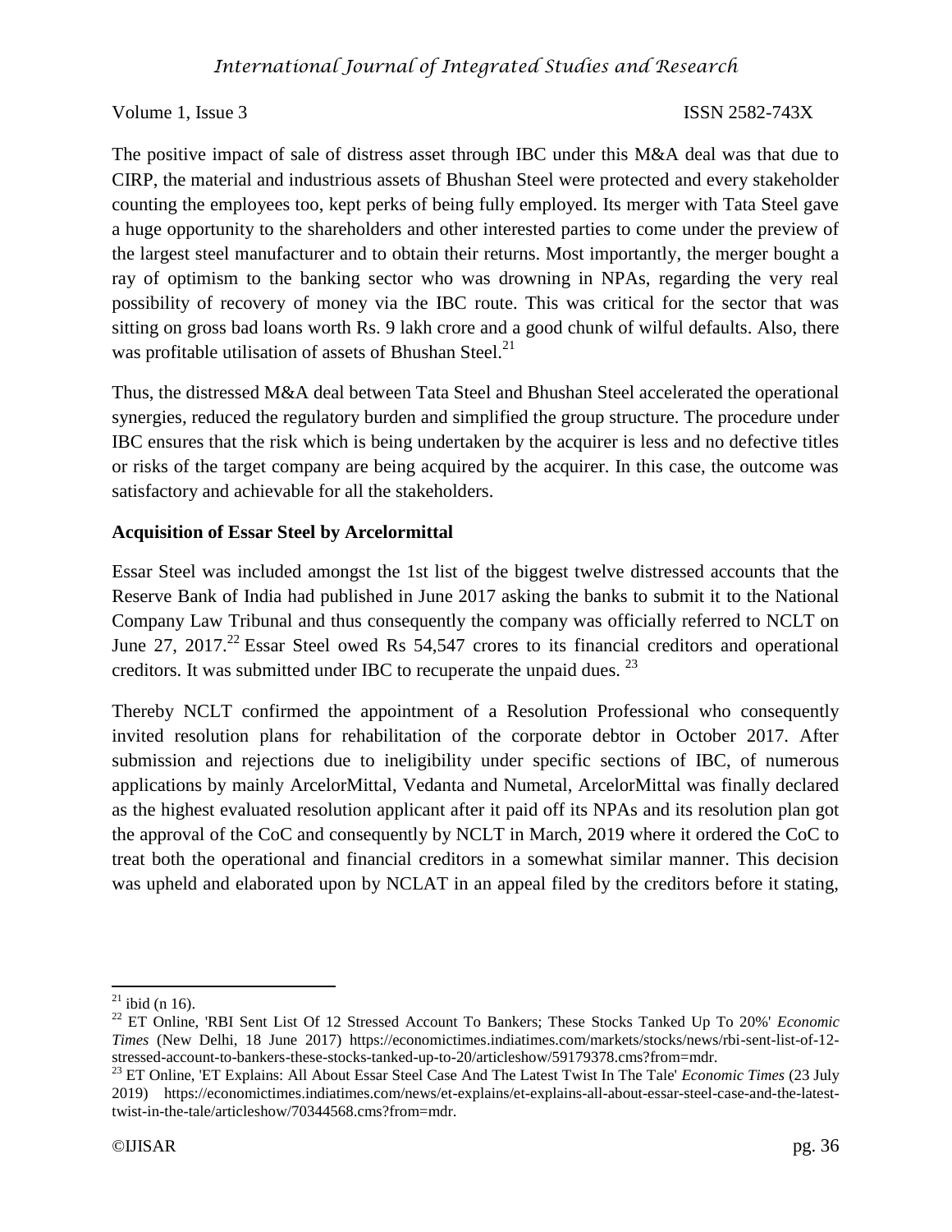The positive impact of sale of distress asset through IBC under this M&A deal was that due to CIRP, the material and industrious assets of Bhushan Steel were protected and every stakeholder counting the employees too, kept perks of being fully employed. Its merger with Tata Steel gave a huge opportunity to the shareholders and other interested parties to come under the preview of the largest steel manufacturer and to obtain their returns. Most importantly, the merger bought a ray of optimism to the banking sector who was drowning in NPAs, regarding the very real possibility of recovery of money via the IBC route. This was critical for the sector that was sitting on gross bad loans worth Rs. 9 lakh crore and a good chunk of wilful defaults. Also, there was profitable utilisation of assets of Bhushan Steel.[21]

Thus, the distressed M&A deal between Tata Steel and Bhushan Steel accelerated the operational synergies, reduced the regulatory burden and simplified the group structure. The procedure under IBC ensures that the risk which is being undertaken by the acquirer is less and no defective titles or risks of the target company are being acquired by the acquirer. In this case, the outcome was satisfactory and achievable for all the stakeholders.

**Acquisition of Essar Steel by Arcelormittal**

Essar Steel was included amongst the 1st list of the biggest twelve distressed accounts that the Reserve Bank of India had published in June 2017 asking the banks to submit it to the National Company Law Tribunal and thus consequently the company was officially referred to NCLT on June 27, 2017.[22] Essar Steel owed Rs 54,547 crores to its financial creditors and operational creditors. It was submitted under IBC to recuperate the unpaid dues. [23]

Thereby NCLT confirmed the appointment of a Resolution Professional who consequently invited resolution plans for rehabilitation of the corporate debtor in October 2017. After submission and rejections due to ineligibility under specific sections of IBC, of numerous applications by mainly ArcelorMittal, Vedanta and Numetal, ArcelorMittal was finally declared as the highest evaluated resolution applicant after it paid off its NPAs and its resolution plan got the approval of the CoC and consequently by NCLT in March, 2019 where it ordered the CoC to treat both the operational and financial creditors in a somewhat similar manner. This decision was upheld and elaborated upon by NCLAT in an appeal filed by the creditors before it stating,

---

[21] ibid (n 16).

[22] ET Online, 'RBI Sent List Of 12 Stressed Account To Bankers; These Stocks Tanked Up To 20%' *Economic Times* (New Delhi, 18 June 2017) https://economictimes.indiatimes.com/markets/stocks/news/rbi-sent-list-of-12-stressed-account-to-bankers-these-stocks-tanked-up-to-20/articleshow/59179378.cms?from=mdr.

[23] ET Online, 'ET Explains: All About Essar Steel Case And The Latest Twist In The Tale' *Economic Times* (23 July 2019) https://economictimes.indiatimes.com/news/et-explains/et-explains-all-about-essar-steel-case-and-the-latest-twist-in-the-tale/articleshow/70344568.cms?from=mdr.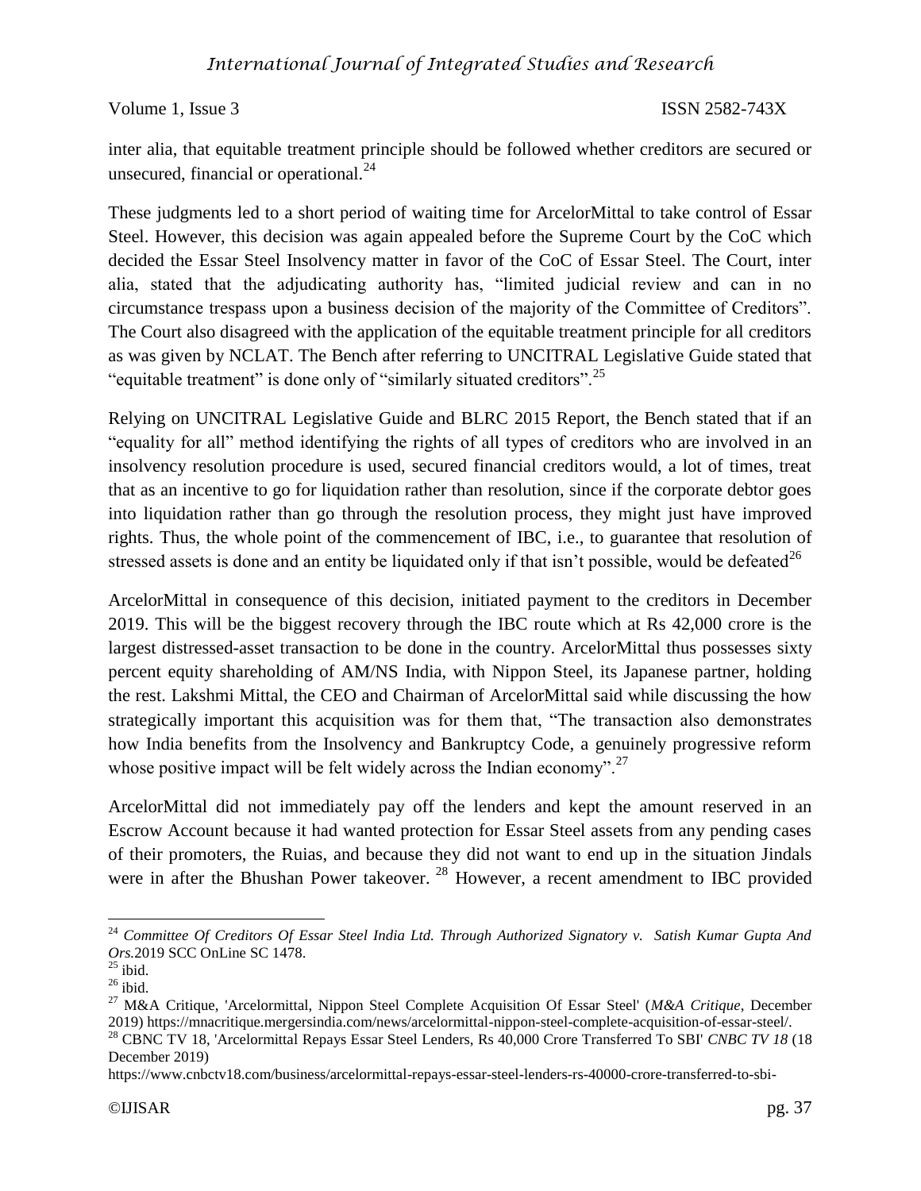inter alia, that equitable treatment principle should be followed whether creditors are secured or unsecured, financial or operational.[24]

These judgments led to a short period of waiting time for ArcelorMittal to take control of Essar Steel. However, this decision was again appealed before the Supreme Court by the CoC which decided the Essar Steel Insolvency matter in favor of the CoC of Essar Steel. The Court, inter alia, stated that the adjudicating authority has, "limited judicial review and can in no circumstance trespass upon a business decision of the majority of the Committee of Creditors". The Court also disagreed with the application of the equitable treatment principle for all creditors as was given by NCLAT. The Bench after referring to UNCITRAL Legislative Guide stated that "equitable treatment" is done only of "similarly situated creditors".[25]

Relying on UNCITRAL Legislative Guide and BLRC 2015 Report, the Bench stated that if an "equality for all" method identifying the rights of all types of creditors who are involved in an insolvency resolution procedure is used, secured financial creditors would, a lot of times, treat that as an incentive to go for liquidation rather than resolution, since if the corporate debtor goes into liquidation rather than go through the resolution process, they might just have improved rights. Thus, the whole point of the commencement of IBC, i.e., to guarantee that resolution of stressed assets is done and an entity be liquidated only if that isn't possible, would be defeated[26]

ArcelorMittal in consequence of this decision, initiated payment to the creditors in December 2019. This will be the biggest recovery through the IBC route which at Rs 42,000 crore is the largest distressed-asset transaction to be done in the country. ArcelorMittal thus possesses sixty percent equity shareholding of AM/NS India, with Nippon Steel, its Japanese partner, holding the rest. Lakshmi Mittal, the CEO and Chairman of ArcelorMittal said while discussing the how strategically important this acquisition was for them that, "The transaction also demonstrates how India benefits from the Insolvency and Bankruptcy Code, a genuinely progressive reform whose positive impact will be felt widely across the Indian economy".[27]

ArcelorMittal did not immediately pay off the lenders and kept the amount reserved in an Escrow Account because it had wanted protection for Essar Steel assets from any pending cases of their promoters, the Ruias, and because they did not want to end up in the situation Jindals were in after the Bhushan Power takeover. [28] However, a recent amendment to IBC provided

---

[24] *Committee Of Creditors Of Essar Steel India Ltd. Through Authorized Signatory v. Satish Kumar Gupta And Ors.*2019 SCC OnLine SC 1478.

[25] ibid.

[26] ibid.

[27] M&A Critique, 'Arcelormittal, Nippon Steel Complete Acquisition Of Essar Steel' (*M&A Critique*, December 2019) https://mnacritique.mergersindia.com/news/arcelormittal-nippon-steel-complete-acquisition-of-essar-steel/.

[28] CBNC TV 18, 'Arcelormittal Repays Essar Steel Lenders, Rs 40,000 Crore Transferred To SBI' *CNBC TV 18* (18 December 2019) https://www.cnbctv18.com/business/arcelormittal-repays-essar-steel-lenders-rs-40000-crore-transferred-to-sbi-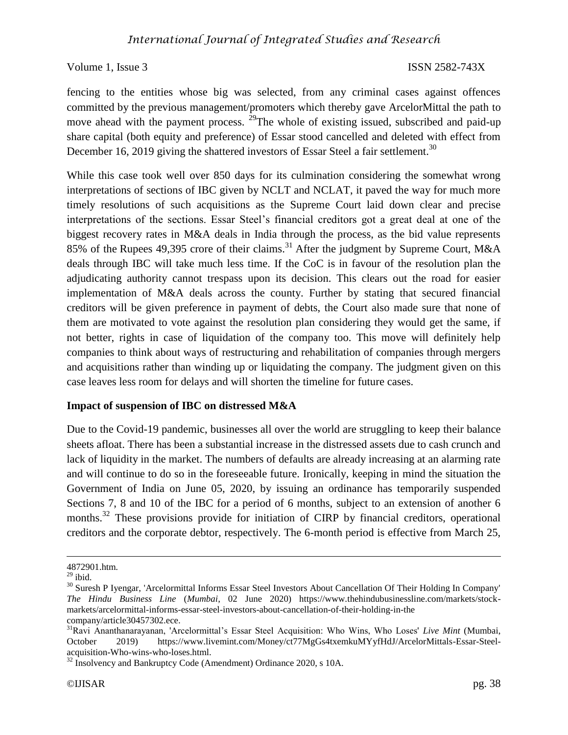fencing to the entities whose big was selected, from any criminal cases against offences committed by the previous management/promoters which thereby gave ArcelorMittal the path to move ahead with the payment process. [29]The whole of existing issued, subscribed and paid-up share capital (both equity and preference) of Essar stood cancelled and deleted with effect from December 16, 2019 giving the shattered investors of Essar Steel a fair settlement.[30]

While this case took well over 850 days for its culmination considering the somewhat wrong interpretations of sections of IBC given by NCLT and NCLAT, it paved the way for much more timely resolutions of such acquisitions as the Supreme Court laid down clear and precise interpretations of the sections. Essar Steel's financial creditors got a great deal at one of the biggest recovery rates in M&A deals in India through the process, as the bid value represents 85% of the Rupees 49,395 crore of their claims.[31] After the judgment by Supreme Court, M&A deals through IBC will take much less time. If the CoC is in favour of the resolution plan the adjudicating authority cannot trespass upon its decision. This clears out the road for easier implementation of M&A deals across the county. Further by stating that secured financial creditors will be given preference in payment of debts, the Court also made sure that none of them are motivated to vote against the resolution plan considering they would get the same, if not better, rights in case of liquidation of the company too. This move will definitely help companies to think about ways of restructuring and rehabilitation of companies through mergers and acquisitions rather than winding up or liquidating the company. The judgment given on this case leaves less room for delays and will shorten the timeline for future cases.

**Impact of suspension of IBC on distressed M&A**

Due to the Covid-19 pandemic, businesses all over the world are struggling to keep their balance sheets afloat. There has been a substantial increase in the distressed assets due to cash crunch and lack of liquidity in the market. The numbers of defaults are already increasing at an alarming rate and will continue to do so in the foreseeable future. Ironically, keeping in mind the situation the Government of India on June 05, 2020, by issuing an ordinance has temporarily suspended Sections 7, 8 and 10 of the IBC for a period of 6 months, subject to an extension of another 6 months.[32] These provisions provide for initiation of CIRP by financial creditors, operational creditors and the corporate debtor, respectively. The 6-month period is effective from March 25,

---

4872901.htm.

[29] ibid.

[30] Suresh P Iyengar, 'Arcelormittal Informs Essar Steel Investors About Cancellation Of Their Holding In Company' *The Hindu Business Line* (*Mumbai*, 02 June 2020) https://www.thehindubusinessline.com/markets/stock-markets/arcelormittal-informs-essar-steel-investors-about-cancellation-of-their-holding-in-the company/article30457302.ece.

[31] Ravi Ananthanarayanan, 'Arcelormittal's Essar Steel Acquisition: Who Wins, Who Loses' *Live Mint* (Mumbai, October 2019) https://www.livemint.com/Money/ct77MgGs4txemkuMYyfHdJ/ArcelorMittals-Essar-Steel-acquisition-Who-wins-who-loses.html.

[32] Insolvency and Bankruptcy Code (Amendment) Ordinance 2020, s 10A.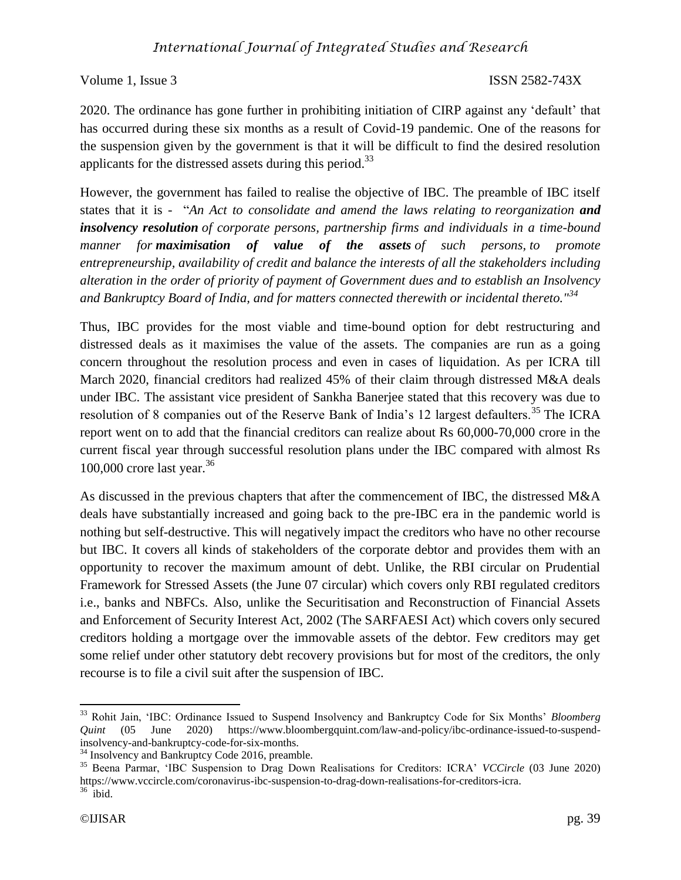2020. The ordinance has gone further in prohibiting initiation of CIRP against any 'default' that has occurred during these six months as a result of Covid-19 pandemic. One of the reasons for the suspension given by the government is that it will be difficult to find the desired resolution applicants for the distressed assets during this period.[33]

However, the government has failed to realise the objective of IBC. The preamble of IBC itself states that it is - "*An Act to consolidate and amend the laws relating to reorganization **and insolvency resolution** of corporate persons, partnership firms and individuals in a time-bound manner for **maximisation of value of the assets** of such persons, to promote entrepreneurship, availability of credit and balance the interests of all the stakeholders including alteration in the order of priority of payment of Government dues and to establish an Insolvency and Bankruptcy Board of India, and for matters connected therewith or incidental thereto.*"[34]

Thus, IBC provides for the most viable and time-bound option for debt restructuring and distressed deals as it maximises the value of the assets. The companies are run as a going concern throughout the resolution process and even in cases of liquidation. As per ICRA till March 2020, financial creditors had realized 45% of their claim through distressed M&A deals under IBC. The assistant vice president of Sankha Banerjee stated that this recovery was due to resolution of 8 companies out of the Reserve Bank of India's 12 largest defaulters.[35] The ICRA report went on to add that the financial creditors can realize about Rs 60,000-70,000 crore in the current fiscal year through successful resolution plans under the IBC compared with almost Rs 100,000 crore last year.[36]

As discussed in the previous chapters that after the commencement of IBC, the distressed M&A deals have substantially increased and going back to the pre-IBC era in the pandemic world is nothing but self-destructive. This will negatively impact the creditors who have no other recourse but IBC. It covers all kinds of stakeholders of the corporate debtor and provides them with an opportunity to recover the maximum amount of debt. Unlike, the RBI circular on Prudential Framework for Stressed Assets (the June 07 circular) which covers only RBI regulated creditors i.e., banks and NBFCs. Also, unlike the Securitisation and Reconstruction of Financial Assets and Enforcement of Security Interest Act, 2002 (The SARFAESI Act) which covers only secured creditors holding a mortgage over the immovable assets of the debtor. Few creditors may get some relief under other statutory debt recovery provisions but for most of the creditors, the only recourse is to file a civil suit after the suspension of IBC.

---

[33] Rohit Jain, 'IBC: Ordinance Issued to Suspend Insolvency and Bankruptcy Code for Six Months' *Bloomberg Quint* (05 June 2020) https://www.bloombergquint.com/law-and-policy/ibc-ordinance-issued-to-suspend-insolvency-and-bankruptcy-code-for-six-months.

[34] Insolvency and Bankruptcy Code 2016, preamble.

[35] Beena Parmar, 'IBC Suspension to Drag Down Realisations for Creditors: ICRA' *VCCircle* (03 June 2020) https://www.vccircle.com/coronavirus-ibc-suspension-to-drag-down-realisations-for-creditors-icra.

[36] ibid.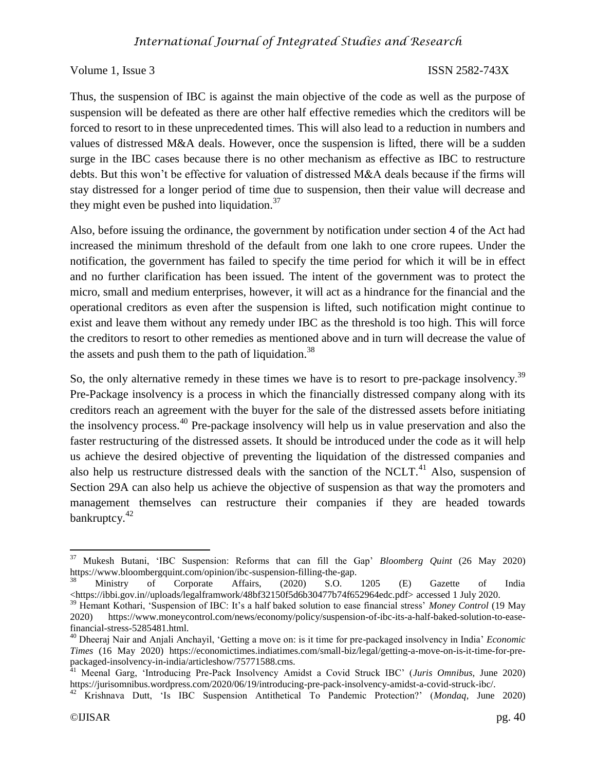Thus, the suspension of IBC is against the main objective of the code as well as the purpose of suspension will be defeated as there are other half effective remedies which the creditors will be forced to resort to in these unprecedented times. This will also lead to a reduction in numbers and values of distressed M&A deals. However, once the suspension is lifted, there will be a sudden surge in the IBC cases because there is no other mechanism as effective as IBC to restructure debts. But this won't be effective for valuation of distressed M&A deals because if the firms will stay distressed for a longer period of time due to suspension, then their value will decrease and they might even be pushed into liquidation.[37]

Also, before issuing the ordinance, the government by notification under section 4 of the Act had increased the minimum threshold of the default from one lakh to one crore rupees. Under the notification, the government has failed to specify the time period for which it will be in effect and no further clarification has been issued. The intent of the government was to protect the micro, small and medium enterprises, however, it will act as a hindrance for the financial and the operational creditors as even after the suspension is lifted, such notification might continue to exist and leave them without any remedy under IBC as the threshold is too high. This will force the creditors to resort to other remedies as mentioned above and in turn will decrease the value of the assets and push them to the path of liquidation.[38]

So, the only alternative remedy in these times we have is to resort to pre-package insolvency.[39] Pre-Package insolvency is a process in which the financially distressed company along with its creditors reach an agreement with the buyer for the sale of the distressed assets before initiating the insolvency process.[40] Pre-package insolvency will help us in value preservation and also the faster restructuring of the distressed assets. It should be introduced under the code as it will help us achieve the desired objective of preventing the liquidation of the distressed companies and also help us restructure distressed deals with the sanction of the NCLT.[41] Also, suspension of Section 29A can also help us achieve the objective of suspension as that way the promoters and management themselves can restructure their companies if they are headed towards bankruptcy.[42]

---

[37] Mukesh Butani, 'IBC Suspension: Reforms that can fill the Gap' *Bloomberg Quint* (26 May 2020) https://www.bloombergquint.com/opinion/ibc-suspension-filling-the-gap.

[38] Ministry of Corporate Affairs, (2020) S.O. 1205 (E) Gazette of India <https://ibbi.gov.in//uploads/legalframwork/48bf32150f5d6b30477b74f652964edc.pdf> accessed 1 July 2020.

[39] Hemant Kothari, 'Suspension of IBC: It's a half baked solution to ease financial stress' *Money Control* (19 May 2020) https://www.moneycontrol.com/news/economy/policy/suspension-of-ibc-its-a-half-baked-solution-to-ease-financial-stress-5285481.html.

[40] Dheeraj Nair and Anjali Anchayil, 'Getting a move on: is it time for pre-packaged insolvency in India' *Economic Times* (16 May 2020) https://economictimes.indiatimes.com/small-biz/legal/getting-a-move-on-is-it-time-for-pre-packaged-insolvency-in-india/articleshow/75771588.cms.

[41] Meenal Garg, 'Introducing Pre-Pack Insolvency Amidst a Covid Struck IBC' (*Juris Omnibus*, June 2020) https://jurisomnibus.wordpress.com/2020/06/19/introducing-pre-pack-insolvency-amidst-a-covid-struck-ibc/.

[42] Krishnava Dutt, 'Is IBC Suspension Antithetical To Pandemic Protection?' (*Mondaq*, June 2020)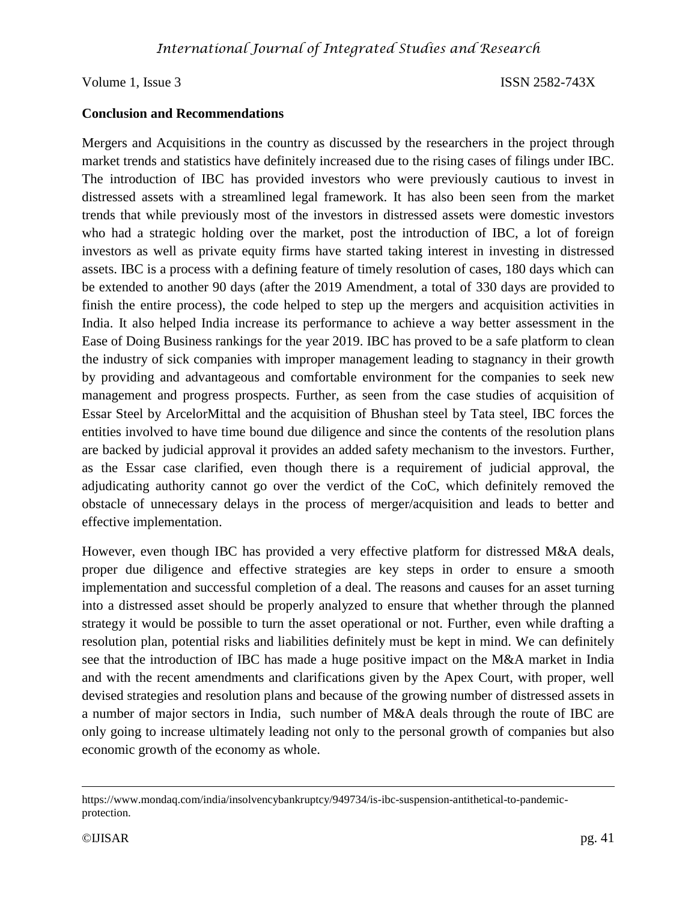**Conclusion and Recommendations**

Mergers and Acquisitions in the country as discussed by the researchers in the project through market trends and statistics have definitely increased due to the rising cases of filings under IBC. The introduction of IBC has provided investors who were previously cautious to invest in distressed assets with a streamlined legal framework. It has also been seen from the market trends that while previously most of the investors in distressed assets were domestic investors who had a strategic holding over the market, post the introduction of IBC, a lot of foreign investors as well as private equity firms have started taking interest in investing in distressed assets. IBC is a process with a defining feature of timely resolution of cases, 180 days which can be extended to another 90 days (after the 2019 Amendment, a total of 330 days are provided to finish the entire process), the code helped to step up the mergers and acquisition activities in India. It also helped India increase its performance to achieve a way better assessment in the Ease of Doing Business rankings for the year 2019. IBC has proved to be a safe platform to clean the industry of sick companies with improper management leading to stagnancy in their growth by providing and advantageous and comfortable environment for the companies to seek new management and progress prospects. Further, as seen from the case studies of acquisition of Essar Steel by ArcelorMittal and the acquisition of Bhushan steel by Tata steel, IBC forces the entities involved to have time bound due diligence and since the contents of the resolution plans are backed by judicial approval it provides an added safety mechanism to the investors. Further, as the Essar case clarified, even though there is a requirement of judicial approval, the adjudicating authority cannot go over the verdict of the CoC, which definitely removed the obstacle of unnecessary delays in the process of merger/acquisition and leads to better and effective implementation.

However, even though IBC has provided a very effective platform for distressed M&A deals, proper due diligence and effective strategies are key steps in order to ensure a smooth implementation and successful completion of a deal. The reasons and causes for an asset turning into a distressed asset should be properly analyzed to ensure that whether through the planned strategy it would be possible to turn the asset operational or not. Further, even while drafting a resolution plan, potential risks and liabilities definitely must be kept in mind. We can definitely see that the introduction of IBC has made a huge positive impact on the M&A market in India and with the recent amendments and clarifications given by the Apex Court, with proper, well devised strategies and resolution plans and because of the growing number of distressed assets in a number of major sectors in India, such number of M&A deals through the route of IBC are only going to increase ultimately leading not only to the personal growth of companies but also economic growth of the economy as whole.

---

https://www.mondaq.com/india/insolvencybankruptcy/949734/is-ibc-suspension-antithetical-to-pandemic-protection.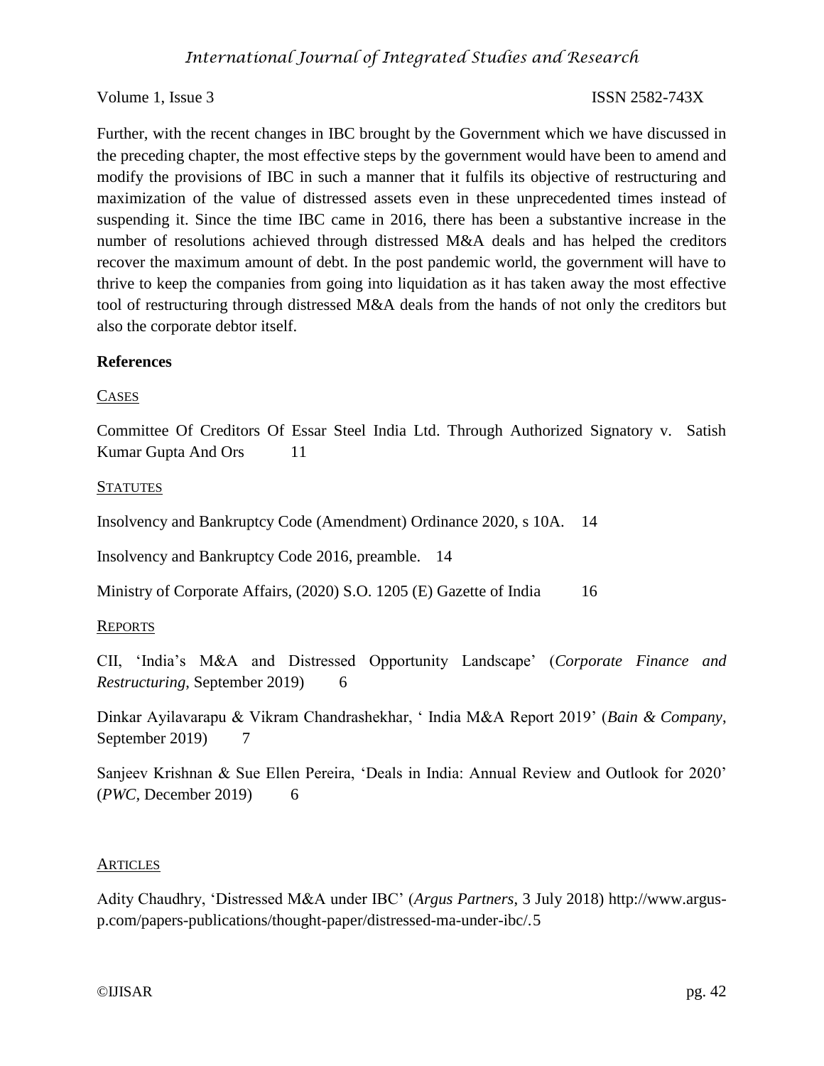Further, with the recent changes in IBC brought by the Government which we have discussed in the preceding chapter, the most effective steps by the government would have been to amend and modify the provisions of IBC in such a manner that it fulfils its objective of restructuring and maximization of the value of distressed assets even in these unprecedented times instead of suspending it. Since the time IBC came in 2016, there has been a substantive increase in the number of resolutions achieved through distressed M&A deals and has helped the creditors recover the maximum amount of debt. In the post pandemic world, the government will have to thrive to keep the companies from going into liquidation as it has taken away the most effective tool of restructuring through distressed M&A deals from the hands of not only the creditors but also the corporate debtor itself.

## References

### Cases

Committee Of Creditors Of Essar Steel India Ltd. Through Authorized Signatory v. Satish Kumar Gupta And Ors 11

### Statutes

Insolvency and Bankruptcy Code (Amendment) Ordinance 2020, s 10A. 14

Insolvency and Bankruptcy Code 2016, preamble. 14

Ministry of Corporate Affairs, (2020) S.O. 1205 (E) Gazette of India 16

### Reports

CII, 'India's M&A and Distressed Opportunity Landscape' (*Corporate Finance and Restructuring*, September 2019) 6

Dinkar Ayilavarapu & Vikram Chandrashekhar, ' India M&A Report 2019' (*Bain & Company*, September 2019) 7

Sanjeev Krishnan & Sue Ellen Pereira, 'Deals in India: Annual Review and Outlook for 2020' (*PWC*, December 2019) 6

### Articles

Adity Chaudhry, 'Distressed M&A under IBC' (*Argus Partners*, 3 July 2018) http://www.argus-p.com/papers-publications/thought-paper/distressed-ma-under-ibc/.5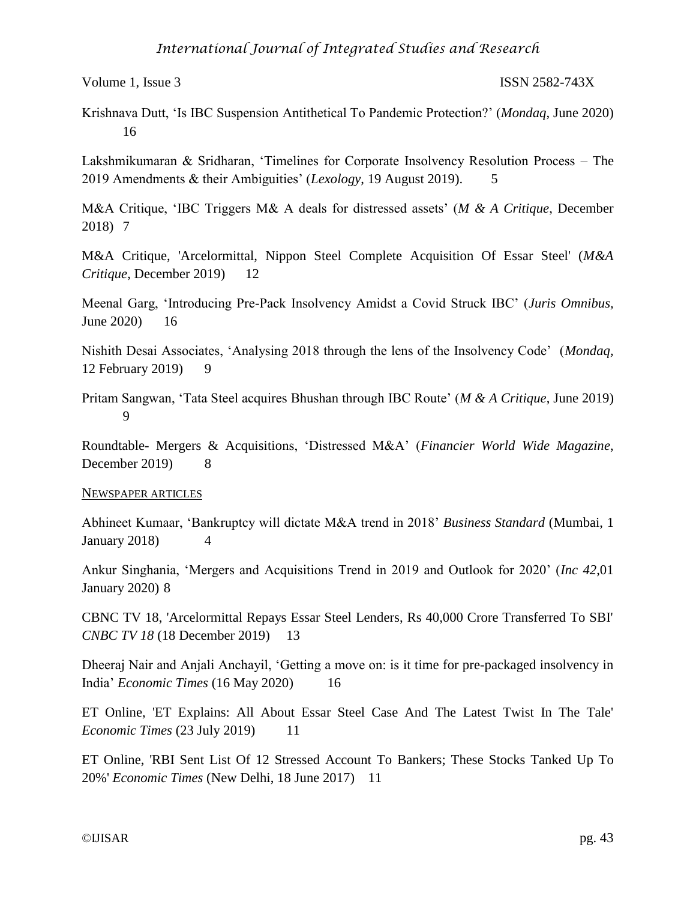Krishnava Dutt, 'Is IBC Suspension Antithetical To Pandemic Protection?' (*Mondaq*, June 2020) 16

Lakshmikumaran & Sridharan, 'Timelines for Corporate Insolvency Resolution Process – The 2019 Amendments & their Ambiguities' (*Lexology*, 19 August 2019). 5

M&A Critique, 'IBC Triggers M& A deals for distressed assets' (*M & A Critique*, December 2018) 7

M&A Critique, 'Arcelormittal, Nippon Steel Complete Acquisition Of Essar Steel' (*M&A Critique*, December 2019) 12

Meenal Garg, 'Introducing Pre-Pack Insolvency Amidst a Covid Struck IBC' (*Juris Omnibus*, June 2020) 16

Nishith Desai Associates, 'Analysing 2018 through the lens of the Insolvency Code' (*Mondaq*, 12 February 2019) 9

Pritam Sangwan, 'Tata Steel acquires Bhushan through IBC Route' (*M & A Critique*, June 2019) 9

Roundtable- Mergers & Acquisitions, 'Distressed M&A' (*Financier World Wide Magazine*, December 2019) 8

NEWSPAPER ARTICLES

Abhineet Kumaar, 'Bankruptcy will dictate M&A trend in 2018' *Business Standard* (Mumbai, 1 January 2018) 4

Ankur Singhania, 'Mergers and Acquisitions Trend in 2019 and Outlook for 2020' (*Inc 42*,01 January 2020) 8

CBNC TV 18, 'Arcelormittal Repays Essar Steel Lenders, Rs 40,000 Crore Transferred To SBI' *CNBC TV 18* (18 December 2019) 13

Dheeraj Nair and Anjali Anchayil, 'Getting a move on: is it time for pre-packaged insolvency in India' *Economic Times* (16 May 2020) 16

ET Online, 'ET Explains: All About Essar Steel Case And The Latest Twist In The Tale' *Economic Times* (23 July 2019) 11

ET Online, 'RBI Sent List Of 12 Stressed Account To Bankers; These Stocks Tanked Up To 20%' *Economic Times* (New Delhi, 18 June 2017) 11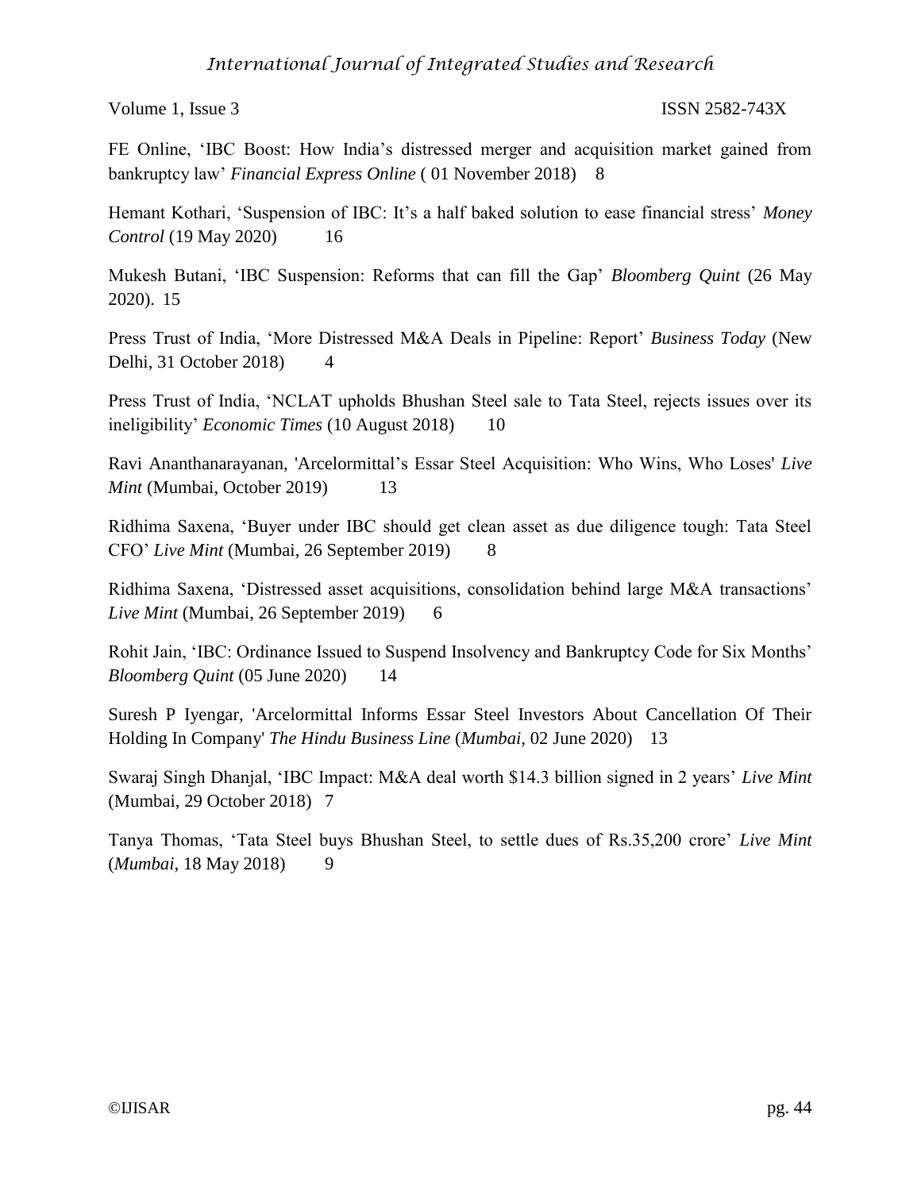FE Online, 'IBC Boost: How India's distressed merger and acquisition market gained from bankruptcy law' *Financial Express Online* ( 01 November 2018) 8

Hemant Kothari, 'Suspension of IBC: It's a half baked solution to ease financial stress' *Money Control* (19 May 2020) 16

Mukesh Butani, 'IBC Suspension: Reforms that can fill the Gap' *Bloomberg Quint* (26 May 2020). 15

Press Trust of India, 'More Distressed M&A Deals in Pipeline: Report' *Business Today* (New Delhi, 31 October 2018) 4

Press Trust of India, 'NCLAT upholds Bhushan Steel sale to Tata Steel, rejects issues over its ineligibility' *Economic Times* (10 August 2018) 10

Ravi Ananthanarayanan, 'Arcelormittal's Essar Steel Acquisition: Who Wins, Who Loses' *Live Mint* (Mumbai, October 2019) 13

Ridhima Saxena, 'Buyer under IBC should get clean asset as due diligence tough: Tata Steel CFO' *Live Mint* (Mumbai, 26 September 2019) 8

Ridhima Saxena, 'Distressed asset acquisitions, consolidation behind large M&A transactions' *Live Mint* (Mumbai, 26 September 2019) 6

Rohit Jain, 'IBC: Ordinance Issued to Suspend Insolvency and Bankruptcy Code for Six Months' *Bloomberg Quint* (05 June 2020) 14

Suresh P Iyengar, 'Arcelormittal Informs Essar Steel Investors About Cancellation Of Their Holding In Company' *The Hindu Business Line* (*Mumbai*, 02 June 2020) 13

Swaraj Singh Dhanjal, 'IBC Impact: M&A deal worth $14.3 billion signed in 2 years' *Live Mint* (Mumbai, 29 October 2018) 7

Tanya Thomas, 'Tata Steel buys Bhushan Steel, to settle dues of Rs.35,200 crore' *Live Mint* (*Mumbai*, 18 May 2018) 9